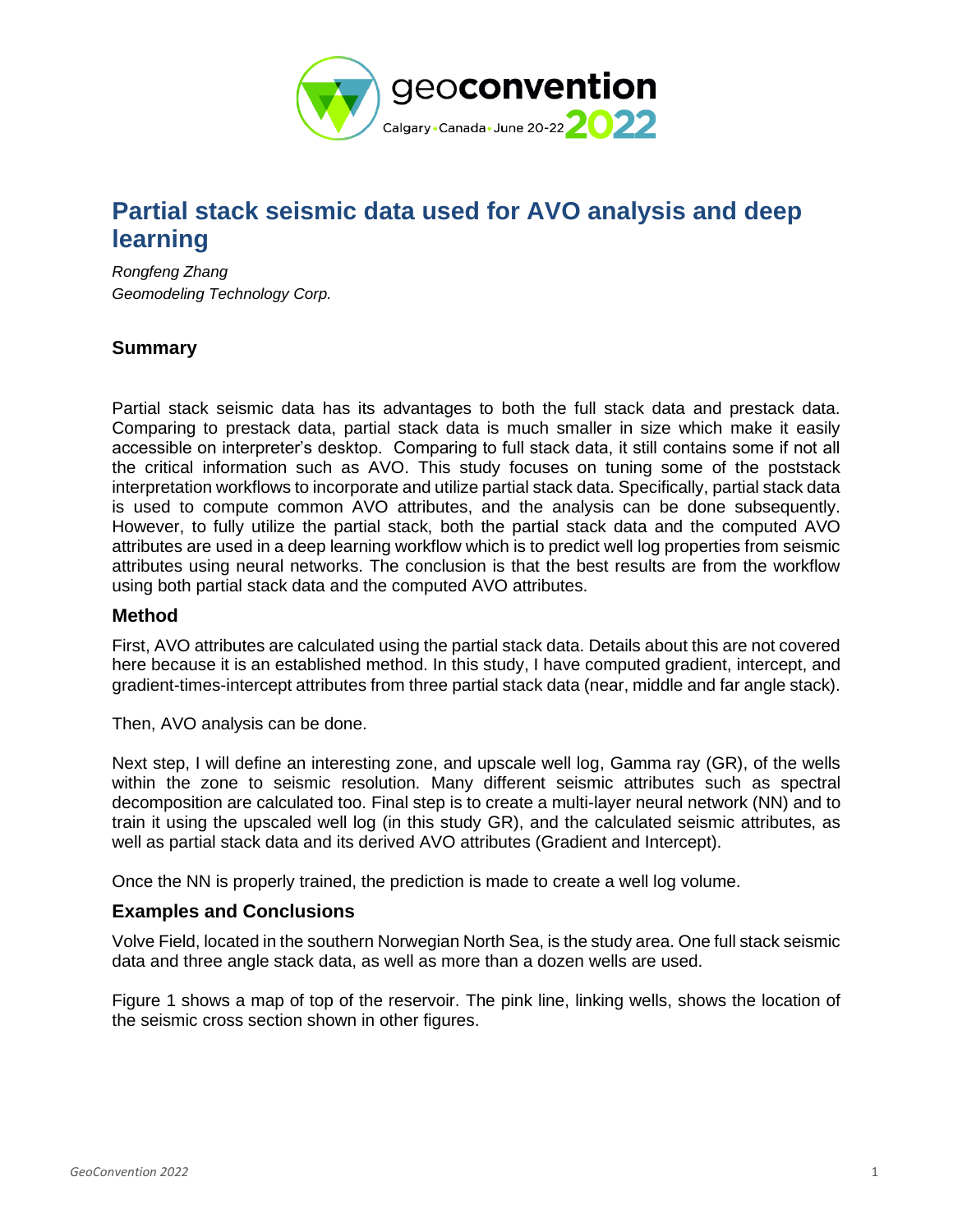# Partial stack seismic data used for AVO analysis and deep learning

*Rongfeng Zhang*
*Geomodeling Technology Corp.*

## Summary

Partial stack seismic data has its advantages to both the full stack data and prestack data. Comparing to prestack data, partial stack data is much smaller in size which make it easily accessible on interpreter's desktop. Comparing to full stack data, it still contains some if not all the critical information such as AVO. This study focuses on tuning some of the poststack interpretation workflows to incorporate and utilize partial stack data. Specifically, partial stack data is used to compute common AVO attributes, and the analysis can be done subsequently. However, to fully utilize the partial stack, both the partial stack data and the computed AVO attributes are used in a deep learning workflow which is to predict well log properties from seismic attributes using neural networks. The conclusion is that the best results are from the workflow using both partial stack data and the computed AVO attributes.

## Method

First, AVO attributes are calculated using the partial stack data. Details about this are not covered here because it is an established method. In this study, I have computed gradient, intercept, and gradient-times-intercept attributes from three partial stack data (near, middle and far angle stack).

Then, AVO analysis can be done.

Next step, I will define an interesting zone, and upscale well log, Gamma ray (GR), of the wells within the zone to seismic resolution. Many different seismic attributes such as spectral decomposition are calculated too. Final step is to create a multi-layer neural network (NN) and to train it using the upscaled well log (in this study GR), and the calculated seismic attributes, as well as partial stack data and its derived AVO attributes (Gradient and Intercept).

Once the NN is properly trained, the prediction is made to create a well log volume.

## Examples and Conclusions

Volve Field, located in the southern Norwegian North Sea, is the study area. One full stack seismic data and three angle stack data, as well as more than a dozen wells are used.

Figure 1 shows a map of top of the reservoir. The pink line, linking wells, shows the location of the seismic cross section shown in other figures.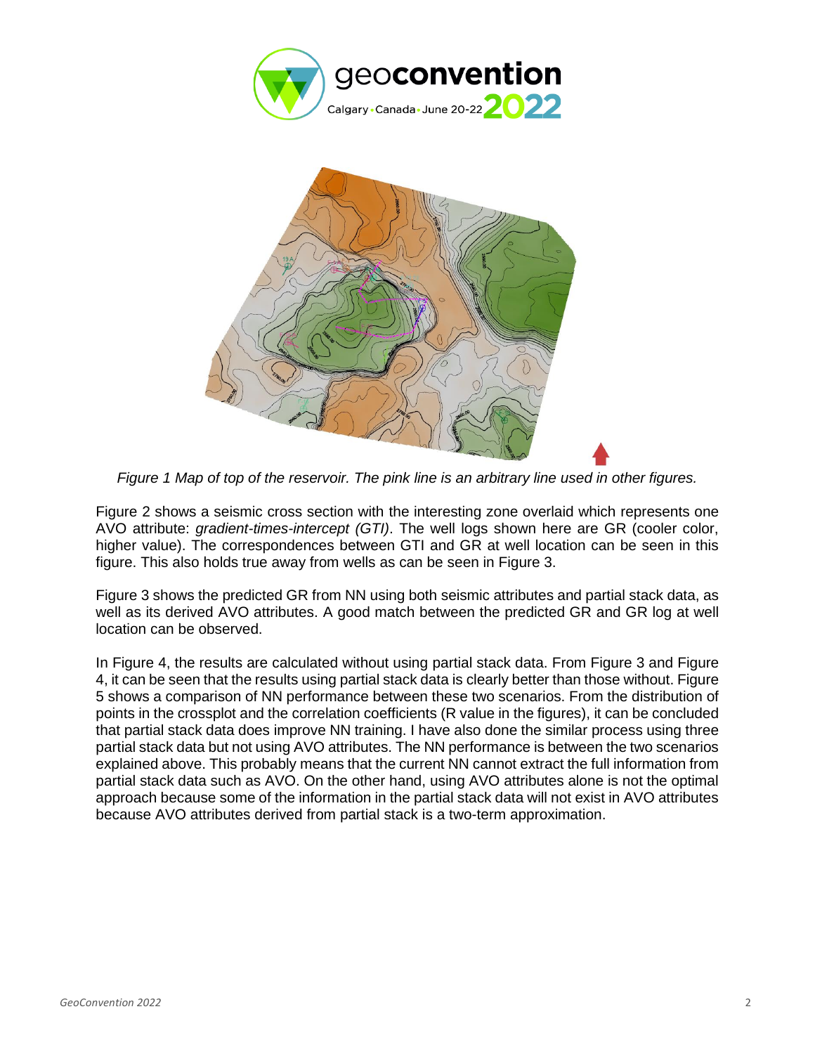*Figure 1 Map of top of the reservoir. The pink line is an arbitrary line used in other figures.*

Figure 2 shows a seismic cross section with the interesting zone overlaid which represents one AVO attribute: *gradient-times-intercept (GTI)*. The well logs shown here are GR (cooler color, higher value). The correspondences between GTI and GR at well location can be seen in this figure. This also holds true away from wells as can be seen in Figure 3.

Figure 3 shows the predicted GR from NN using both seismic attributes and partial stack data, as well as its derived AVO attributes. A good match between the predicted GR and GR log at well location can be observed.

In Figure 4, the results are calculated without using partial stack data. From Figure 3 and Figure 4, it can be seen that the results using partial stack data is clearly better than those without. Figure 5 shows a comparison of NN performance between these two scenarios. From the distribution of points in the crossplot and the correlation coefficients (R value in the figures), it can be concluded that partial stack data does improve NN training. I have also done the similar process using three partial stack data but not using AVO attributes. The NN performance is between the two scenarios explained above. This probably means that the current NN cannot extract the full information from partial stack data such as AVO. On the other hand, using AVO attributes alone is not the optimal approach because some of the information in the partial stack data will not exist in AVO attributes because AVO attributes derived from partial stack is a two-term approximation.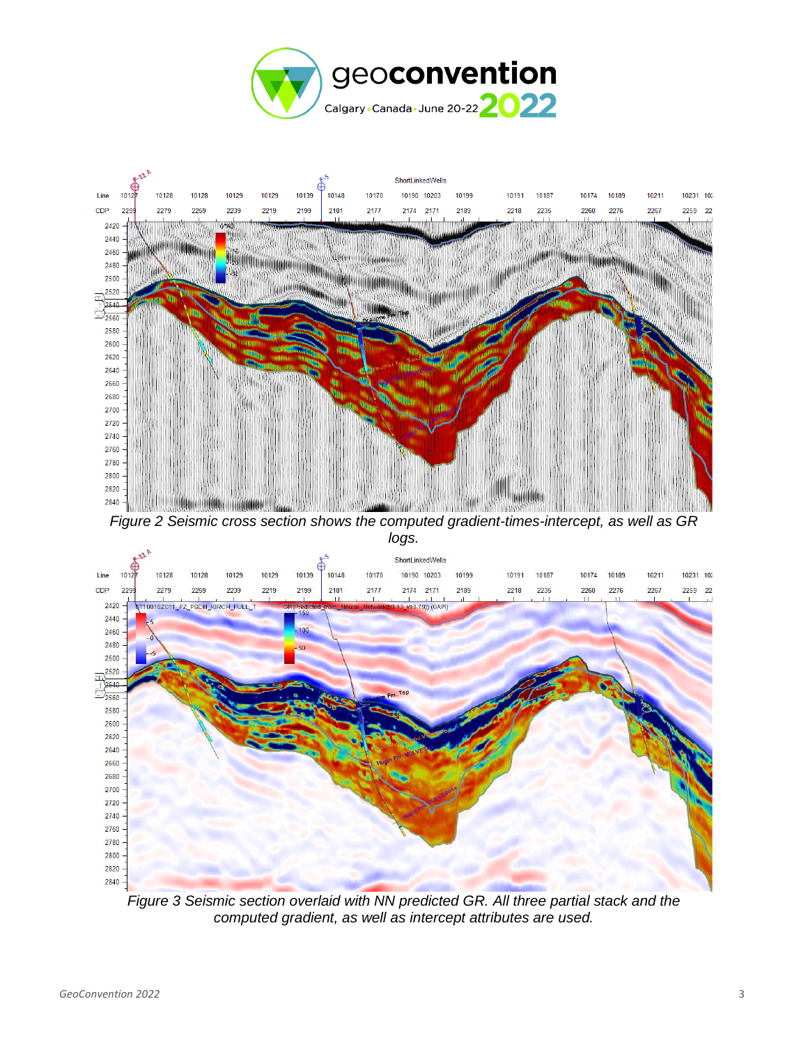Figure 2 Seismic cross section shows the computed gradient-times-intercept, as well as GR logs.

Figure 3 Seismic section overlaid with NN predicted GR. All three partial stack and the computed gradient, as well as intercept attributes are used.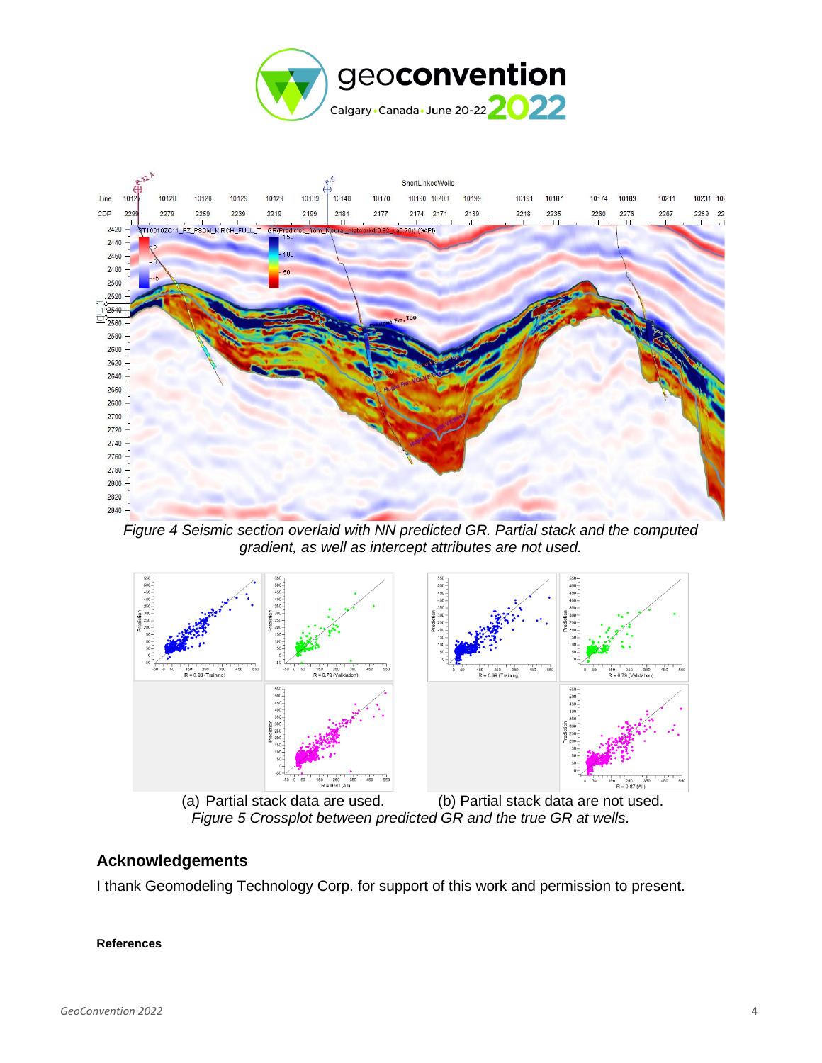*Figure 4 Seismic section overlaid with NN predicted GR. Partial stack and the computed gradient, as well as intercept attributes are not used.*

(a) Partial stack data are used. (b) Partial stack data are not used.

*Figure 5 Crossplot between predicted GR and the true GR at wells.*

## Acknowledgements

I thank Geomodeling Technology Corp. for support of this work and permission to present.

#### References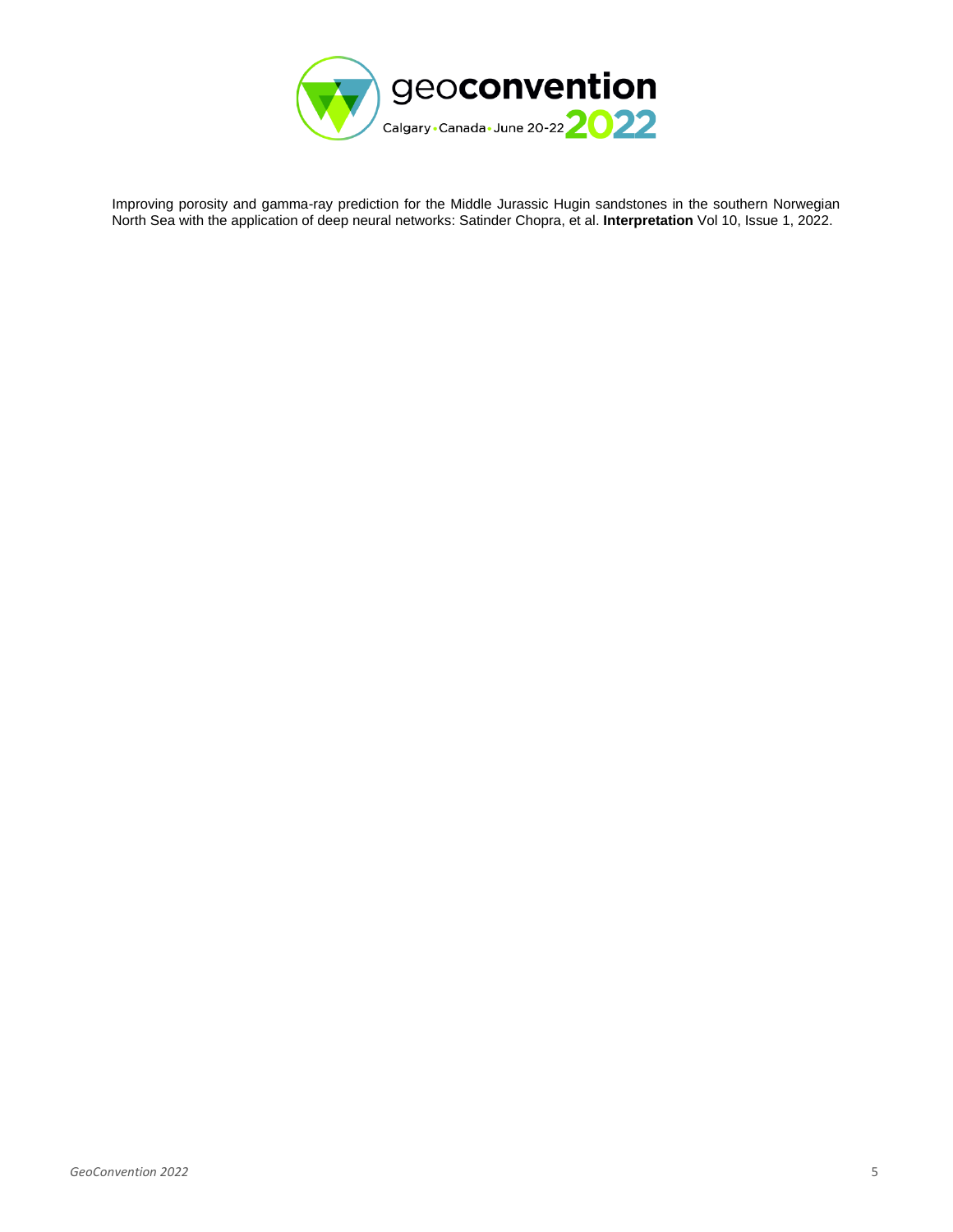Improving porosity and gamma-ray prediction for the Middle Jurassic Hugin sandstones in the southern Norwegian North Sea with the application of deep neural networks: Satinder Chopra, et al. **Interpretation** Vol 10, Issue 1, 2022.